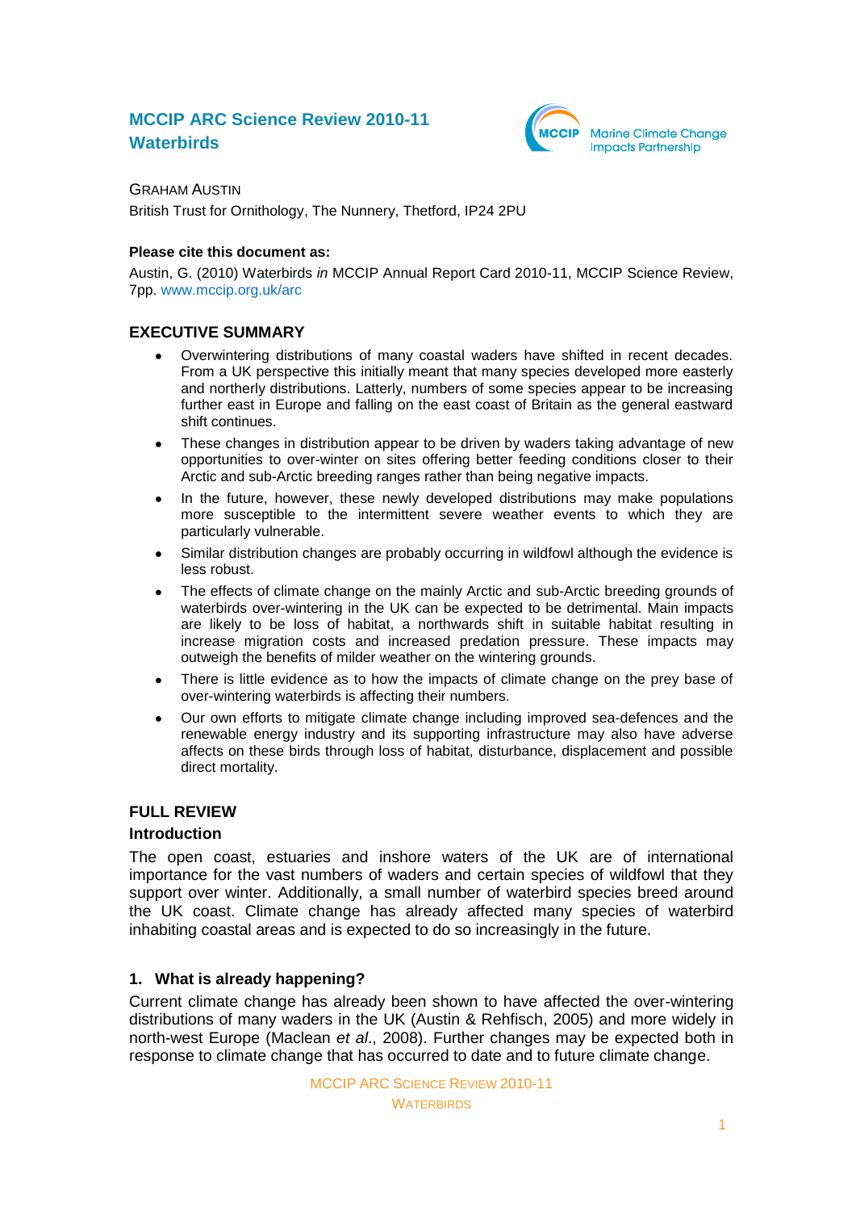# MCCIP ARC Science Review 2010-11
# Waterbirds

GRAHAM AUSTIN

British Trust for Ornithology, The Nunnery, Thetford, IP24 2PU

**Please cite this document as:**

Austin, G. (2010) Waterbirds *in* MCCIP Annual Report Card 2010-11, MCCIP Science Review, 7pp. www.mccip.org.uk/arc

## EXECUTIVE SUMMARY

- Overwintering distributions of many coastal waders have shifted in recent decades. From a UK perspective this initially meant that many species developed more easterly and northerly distributions. Latterly, numbers of some species appear to be increasing further east in Europe and falling on the east coast of Britain as the general eastward shift continues.
- These changes in distribution appear to be driven by waders taking advantage of new opportunities to over-winter on sites offering better feeding conditions closer to their Arctic and sub-Arctic breeding ranges rather than being negative impacts.
- In the future, however, these newly developed distributions may make populations more susceptible to the intermittent severe weather events to which they are particularly vulnerable.
- Similar distribution changes are probably occurring in wildfowl although the evidence is less robust.
- The effects of climate change on the mainly Arctic and sub-Arctic breeding grounds of waterbirds over-wintering in the UK can be expected to be detrimental. Main impacts are likely to be loss of habitat, a northwards shift in suitable habitat resulting in increase migration costs and increased predation pressure. These impacts may outweigh the benefits of milder weather on the wintering grounds.
- There is little evidence as to how the impacts of climate change on the prey base of over-wintering waterbirds is affecting their numbers.
- Our own efforts to mitigate climate change including improved sea-defences and the renewable energy industry and its supporting infrastructure may also have adverse affects on these birds through loss of habitat, disturbance, displacement and possible direct mortality.

## FULL REVIEW

### Introduction

The open coast, estuaries and inshore waters of the UK are of international importance for the vast numbers of waders and certain species of wildfowl that they support over winter. Additionally, a small number of waterbird species breed around the UK coast. Climate change has already affected many species of waterbird inhabiting coastal areas and is expected to do so increasingly in the future.

### 1. What is already happening?

Current climate change has already been shown to have affected the over-wintering distributions of many waders in the UK (Austin & Rehfisch, 2005) and more widely in north-west Europe (Maclean *et al*., 2008). Further changes may be expected both in response to climate change that has occurred to date and to future climate change.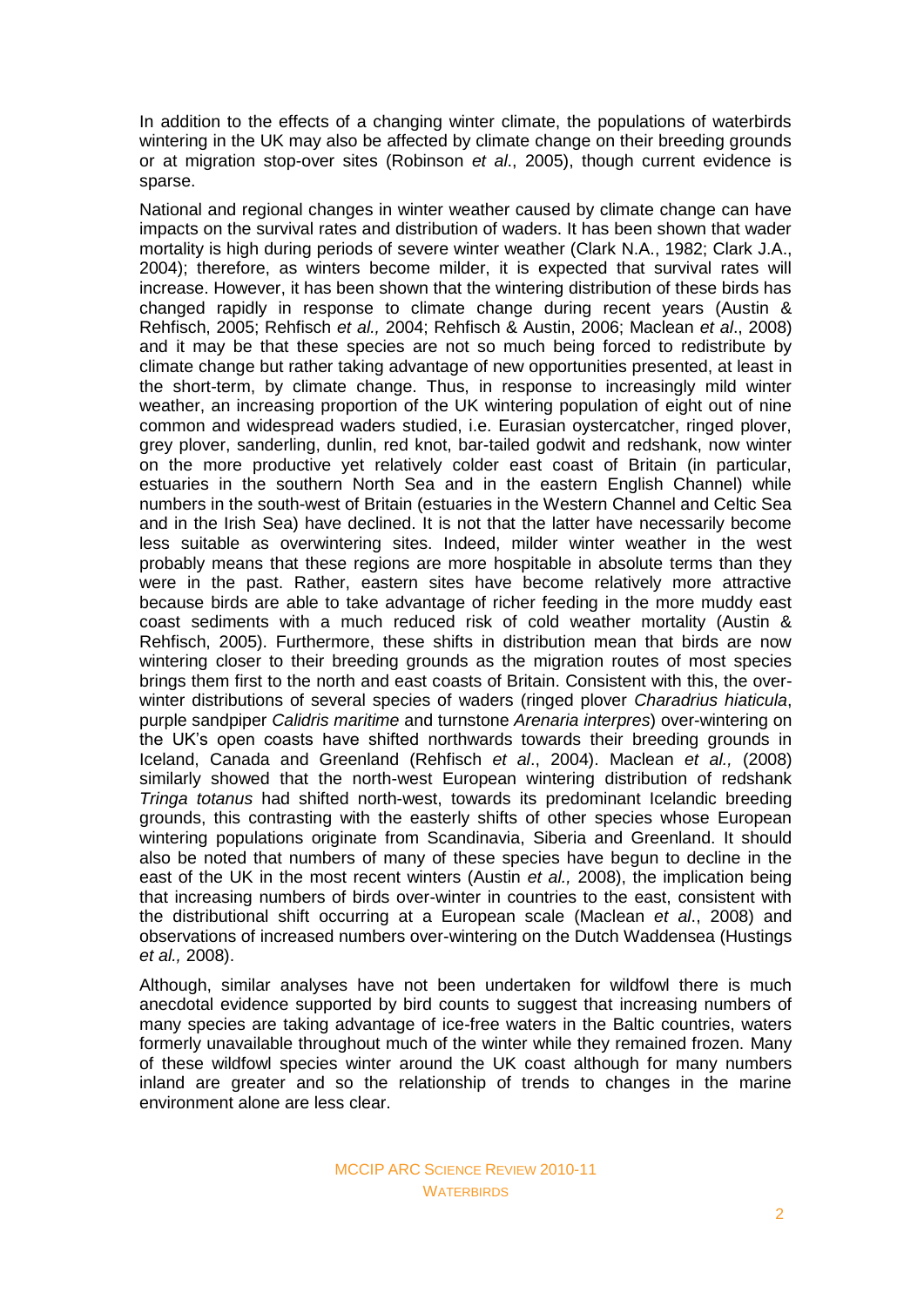In addition to the effects of a changing winter climate, the populations of waterbirds wintering in the UK may also be affected by climate change on their breeding grounds or at migration stop-over sites (Robinson *et al*., 2005), though current evidence is sparse.

National and regional changes in winter weather caused by climate change can have impacts on the survival rates and distribution of waders. It has been shown that wader mortality is high during periods of severe winter weather (Clark N.A., 1982; Clark J.A., 2004); therefore, as winters become milder, it is expected that survival rates will increase. However, it has been shown that the wintering distribution of these birds has changed rapidly in response to climate change during recent years (Austin & Rehfisch, 2005; Rehfisch *et al.,* 2004; Rehfisch & Austin, 2006; Maclean *et al*., 2008) and it may be that these species are not so much being forced to redistribute by climate change but rather taking advantage of new opportunities presented, at least in the short-term, by climate change. Thus, in response to increasingly mild winter weather, an increasing proportion of the UK wintering population of eight out of nine common and widespread waders studied, i.e. Eurasian oystercatcher, ringed plover, grey plover, sanderling, dunlin, red knot, bar-tailed godwit and redshank, now winter on the more productive yet relatively colder east coast of Britain (in particular, estuaries in the southern North Sea and in the eastern English Channel) while numbers in the south-west of Britain (estuaries in the Western Channel and Celtic Sea and in the Irish Sea) have declined. It is not that the latter have necessarily become less suitable as overwintering sites. Indeed, milder winter weather in the west probably means that these regions are more hospitable in absolute terms than they were in the past. Rather, eastern sites have become relatively more attractive because birds are able to take advantage of richer feeding in the more muddy east coast sediments with a much reduced risk of cold weather mortality (Austin & Rehfisch, 2005). Furthermore, these shifts in distribution mean that birds are now wintering closer to their breeding grounds as the migration routes of most species brings them first to the north and east coasts of Britain. Consistent with this, the over-winter distributions of several species of waders (ringed plover *Charadrius hiaticula*, purple sandpiper *Calidris maritime* and turnstone *Arenaria interpres*) over-wintering on the UK's open coasts have shifted northwards towards their breeding grounds in Iceland, Canada and Greenland (Rehfisch *et al*., 2004). Maclean *et al.,* (2008) similarly showed that the north-west European wintering distribution of redshank *Tringa totanus* had shifted north-west, towards its predominant Icelandic breeding grounds, this contrasting with the easterly shifts of other species whose European wintering populations originate from Scandinavia, Siberia and Greenland. It should also be noted that numbers of many of these species have begun to decline in the east of the UK in the most recent winters (Austin *et al.,* 2008), the implication being that increasing numbers of birds over-winter in countries to the east, consistent with the distributional shift occurring at a European scale (Maclean *et al*., 2008) and observations of increased numbers over-wintering on the Dutch Waddensea (Hustings *et al.,* 2008).

Although, similar analyses have not been undertaken for wildfowl there is much anecdotal evidence supported by bird counts to suggest that increasing numbers of many species are taking advantage of ice-free waters in the Baltic countries, waters formerly unavailable throughout much of the winter while they remained frozen. Many of these wildfowl species winter around the UK coast although for many numbers inland are greater and so the relationship of trends to changes in the marine environment alone are less clear.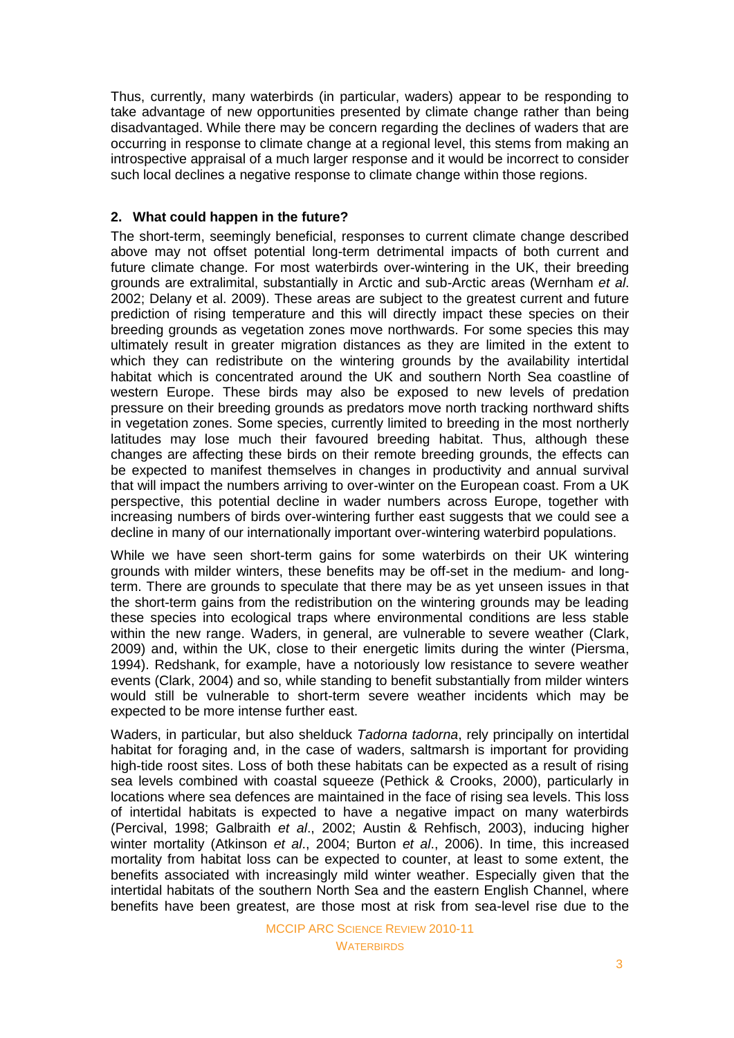Thus, currently, many waterbirds (in particular, waders) appear to be responding to take advantage of new opportunities presented by climate change rather than being disadvantaged. While there may be concern regarding the declines of waders that are occurring in response to climate change at a regional level, this stems from making an introspective appraisal of a much larger response and it would be incorrect to consider such local declines a negative response to climate change within those regions.

## 2. What could happen in the future?

The short-term, seemingly beneficial, responses to current climate change described above may not offset potential long-term detrimental impacts of both current and future climate change. For most waterbirds over-wintering in the UK, their breeding grounds are extralimital, substantially in Arctic and sub-Arctic areas (Wernham *et al*. 2002; Delany et al. 2009). These areas are subject to the greatest current and future prediction of rising temperature and this will directly impact these species on their breeding grounds as vegetation zones move northwards. For some species this may ultimately result in greater migration distances as they are limited in the extent to which they can redistribute on the wintering grounds by the availability intertidal habitat which is concentrated around the UK and southern North Sea coastline of western Europe. These birds may also be exposed to new levels of predation pressure on their breeding grounds as predators move north tracking northward shifts in vegetation zones. Some species, currently limited to breeding in the most northerly latitudes may lose much their favoured breeding habitat. Thus, although these changes are affecting these birds on their remote breeding grounds, the effects can be expected to manifest themselves in changes in productivity and annual survival that will impact the numbers arriving to over-winter on the European coast. From a UK perspective, this potential decline in wader numbers across Europe, together with increasing numbers of birds over-wintering further east suggests that we could see a decline in many of our internationally important over-wintering waterbird populations.

While we have seen short-term gains for some waterbirds on their UK wintering grounds with milder winters, these benefits may be off-set in the medium- and long-term. There are grounds to speculate that there may be as yet unseen issues in that the short-term gains from the redistribution on the wintering grounds may be leading these species into ecological traps where environmental conditions are less stable within the new range. Waders, in general, are vulnerable to severe weather (Clark, 2009) and, within the UK, close to their energetic limits during the winter (Piersma, 1994). Redshank, for example, have a notoriously low resistance to severe weather events (Clark, 2004) and so, while standing to benefit substantially from milder winters would still be vulnerable to short-term severe weather incidents which may be expected to be more intense further east.

Waders, in particular, but also shelduck *Tadorna tadorna*, rely principally on intertidal habitat for foraging and, in the case of waders, saltmarsh is important for providing high-tide roost sites. Loss of both these habitats can be expected as a result of rising sea levels combined with coastal squeeze (Pethick & Crooks, 2000), particularly in locations where sea defences are maintained in the face of rising sea levels. This loss of intertidal habitats is expected to have a negative impact on many waterbirds (Percival, 1998; Galbraith *et al*., 2002; Austin & Rehfisch, 2003), inducing higher winter mortality (Atkinson *et al*., 2004; Burton *et al*., 2006). In time, this increased mortality from habitat loss can be expected to counter, at least to some extent, the benefits associated with increasingly mild winter weather. Especially given that the intertidal habitats of the southern North Sea and the eastern English Channel, where benefits have been greatest, are those most at risk from sea-level rise due to the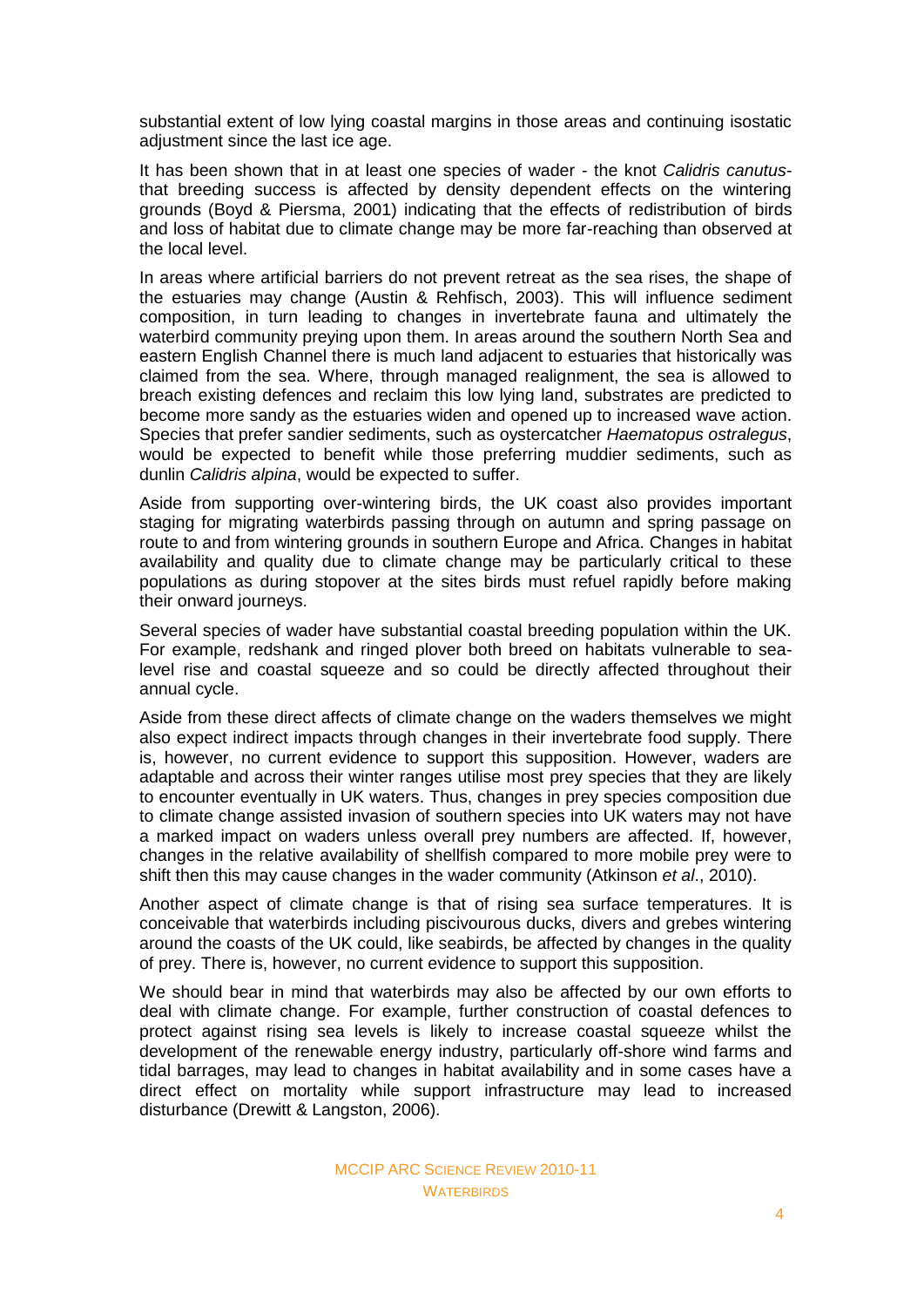substantial extent of low lying coastal margins in those areas and continuing isostatic adjustment since the last ice age.

It has been shown that in at least one species of wader - the knot *Calidris canutus*- that breeding success is affected by density dependent effects on the wintering grounds (Boyd & Piersma, 2001) indicating that the effects of redistribution of birds and loss of habitat due to climate change may be more far-reaching than observed at the local level.

In areas where artificial barriers do not prevent retreat as the sea rises, the shape of the estuaries may change (Austin & Rehfisch, 2003). This will influence sediment composition, in turn leading to changes in invertebrate fauna and ultimately the waterbird community preying upon them. In areas around the southern North Sea and eastern English Channel there is much land adjacent to estuaries that historically was claimed from the sea. Where, through managed realignment, the sea is allowed to breach existing defences and reclaim this low lying land, substrates are predicted to become more sandy as the estuaries widen and opened up to increased wave action. Species that prefer sandier sediments, such as oystercatcher *Haematopus ostralegus*, would be expected to benefit while those preferring muddier sediments, such as dunlin *Calidris alpina*, would be expected to suffer.

Aside from supporting over-wintering birds, the UK coast also provides important staging for migrating waterbirds passing through on autumn and spring passage on route to and from wintering grounds in southern Europe and Africa. Changes in habitat availability and quality due to climate change may be particularly critical to these populations as during stopover at the sites birds must refuel rapidly before making their onward journeys.

Several species of wader have substantial coastal breeding population within the UK. For example, redshank and ringed plover both breed on habitats vulnerable to sea-level rise and coastal squeeze and so could be directly affected throughout their annual cycle.

Aside from these direct affects of climate change on the waders themselves we might also expect indirect impacts through changes in their invertebrate food supply. There is, however, no current evidence to support this supposition. However, waders are adaptable and across their winter ranges utilise most prey species that they are likely to encounter eventually in UK waters. Thus, changes in prey species composition due to climate change assisted invasion of southern species into UK waters may not have a marked impact on waders unless overall prey numbers are affected. If, however, changes in the relative availability of shellfish compared to more mobile prey were to shift then this may cause changes in the wader community (Atkinson *et al*., 2010).

Another aspect of climate change is that of rising sea surface temperatures. It is conceivable that waterbirds including piscivourous ducks, divers and grebes wintering around the coasts of the UK could, like seabirds, be affected by changes in the quality of prey. There is, however, no current evidence to support this supposition.

We should bear in mind that waterbirds may also be affected by our own efforts to deal with climate change. For example, further construction of coastal defences to protect against rising sea levels is likely to increase coastal squeeze whilst the development of the renewable energy industry, particularly off-shore wind farms and tidal barrages, may lead to changes in habitat availability and in some cases have a direct effect on mortality while support infrastructure may lead to increased disturbance (Drewitt & Langston, 2006).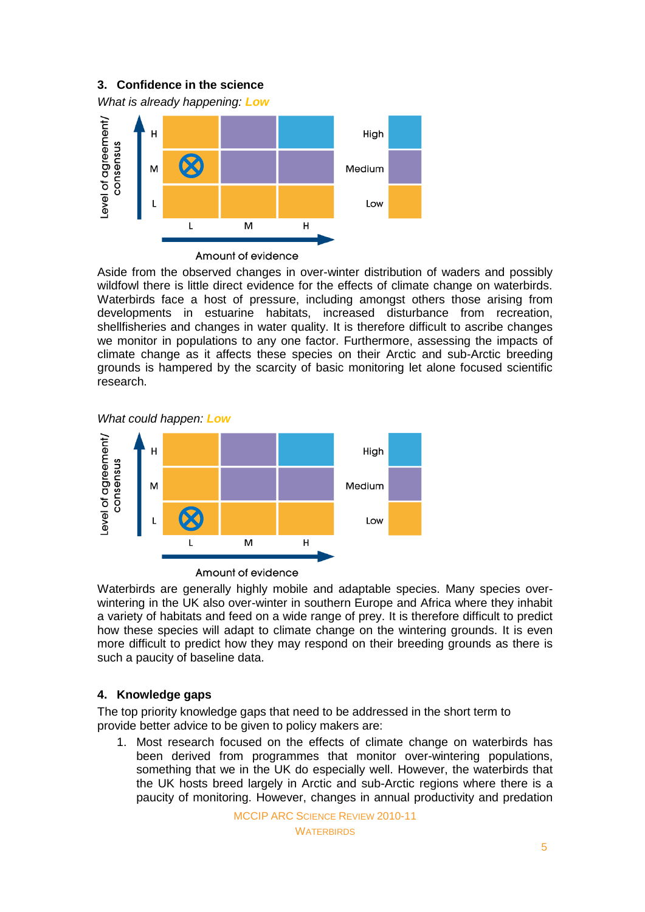## 3. Confidence in the science

*What is already happening:* **Low**

Aside from the observed changes in over-winter distribution of waders and possibly wildfowl there is little direct evidence for the effects of climate change on waterbirds. Waterbirds face a host of pressure, including amongst others those arising from developments in estuarine habitats, increased disturbance from recreation, shellfisheries and changes in water quality. It is therefore difficult to ascribe changes we monitor in populations to any one factor. Furthermore, assessing the impacts of climate change as it affects these species on their Arctic and sub-Arctic breeding grounds is hampered by the scarcity of basic monitoring let alone focused scientific research.

*What could happen:* **Low**

Waterbirds are generally highly mobile and adaptable species. Many species over-wintering in the UK also over-winter in southern Europe and Africa where they inhabit a variety of habitats and feed on a wide range of prey. It is therefore difficult to predict how these species will adapt to climate change on the wintering grounds. It is even more difficult to predict how they may respond on their breeding grounds as there is such a paucity of baseline data.

## 4. Knowledge gaps

The top priority knowledge gaps that need to be addressed in the short term to provide better advice to be given to policy makers are:

1. Most research focused on the effects of climate change on waterbirds has been derived from programmes that monitor over-wintering populations, something that we in the UK do especially well. However, the waterbirds that the UK hosts breed largely in Arctic and sub-Arctic regions where there is a paucity of monitoring. However, changes in annual productivity and predation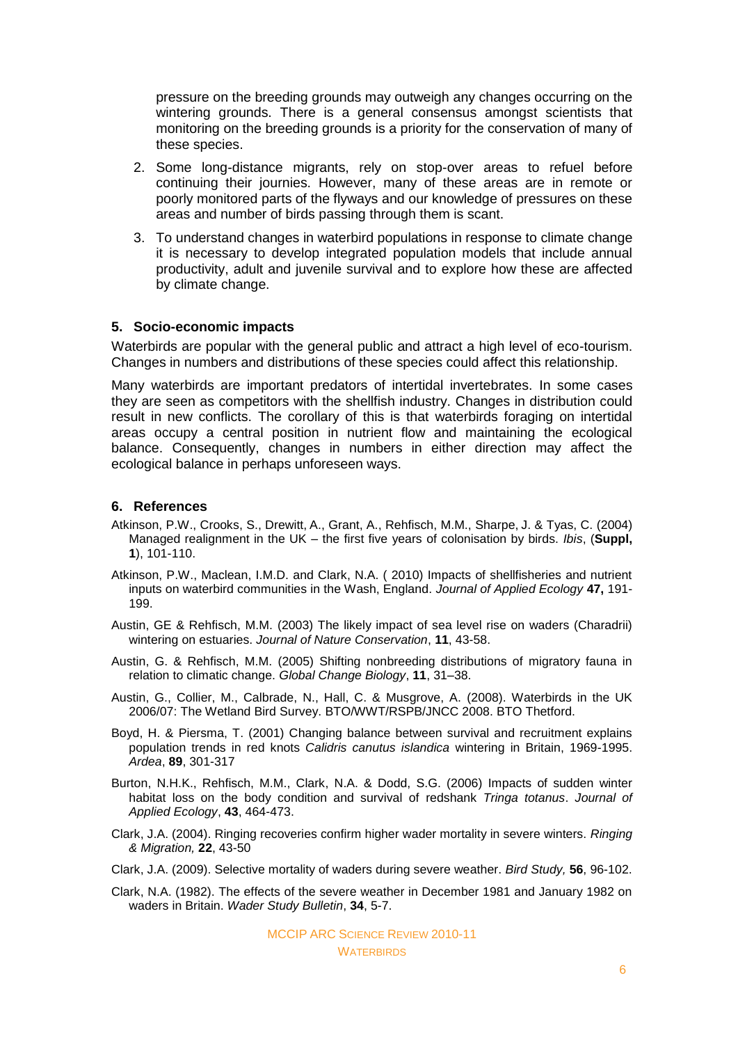pressure on the breeding grounds may outweigh any changes occurring on the wintering grounds. There is a general consensus amongst scientists that monitoring on the breeding grounds is a priority for the conservation of many of these species.

2. Some long-distance migrants, rely on stop-over areas to refuel before continuing their journies. However, many of these areas are in remote or poorly monitored parts of the flyways and our knowledge of pressures on these areas and number of birds passing through them is scant.

3. To understand changes in waterbird populations in response to climate change it is necessary to develop integrated population models that include annual productivity, adult and juvenile survival and to explore how these are affected by climate change.

## 5. Socio-economic impacts

Waterbirds are popular with the general public and attract a high level of eco-tourism. Changes in numbers and distributions of these species could affect this relationship.

Many waterbirds are important predators of intertidal invertebrates. In some cases they are seen as competitors with the shellfish industry. Changes in distribution could result in new conflicts. The corollary of this is that waterbirds foraging on intertidal areas occupy a central position in nutrient flow and maintaining the ecological balance. Consequently, changes in numbers in either direction may affect the ecological balance in perhaps unforeseen ways.

## 6. References

Atkinson, P.W., Crooks, S., Drewitt, A., Grant, A., Rehfisch, M.M., Sharpe, J. & Tyas, C. (2004) Managed realignment in the UK – the first five years of colonisation by birds. *Ibis*, (**Suppl, 1**), 101-110.

Atkinson, P.W., Maclean, I.M.D. and Clark, N.A. ( 2010) Impacts of shellfisheries and nutrient inputs on waterbird communities in the Wash, England. *Journal of Applied Ecology* **47,** 191-199.

Austin, GE & Rehfisch, M.M. (2003) The likely impact of sea level rise on waders (Charadrii) wintering on estuaries. *Journal of Nature Conservation*, **11**, 43-58.

Austin, G. & Rehfisch, M.M. (2005) Shifting nonbreeding distributions of migratory fauna in relation to climatic change. *Global Change Biology*, **11**, 31–38.

Austin, G., Collier, M., Calbrade, N., Hall, C. & Musgrove, A. (2008). Waterbirds in the UK 2006/07: The Wetland Bird Survey. BTO/WWT/RSPB/JNCC 2008. BTO Thetford.

Boyd, H. & Piersma, T. (2001) Changing balance between survival and recruitment explains population trends in red knots *Calidris canutus islandica* wintering in Britain, 1969-1995. *Ardea*, **89**, 301-317

Burton, N.H.K., Rehfisch, M.M., Clark, N.A. & Dodd, S.G. (2006) Impacts of sudden winter habitat loss on the body condition and survival of redshank *Tringa totanus*. *Journal of Applied Ecology*, **43**, 464-473.

Clark, J.A. (2004). Ringing recoveries confirm higher wader mortality in severe winters. *Ringing & Migration,* **22**, 43-50

Clark, J.A. (2009). Selective mortality of waders during severe weather. *Bird Study,* **56**, 96-102.

Clark, N.A. (1982). The effects of the severe weather in December 1981 and January 1982 on waders in Britain. *Wader Study Bulletin*, **34**, 5-7.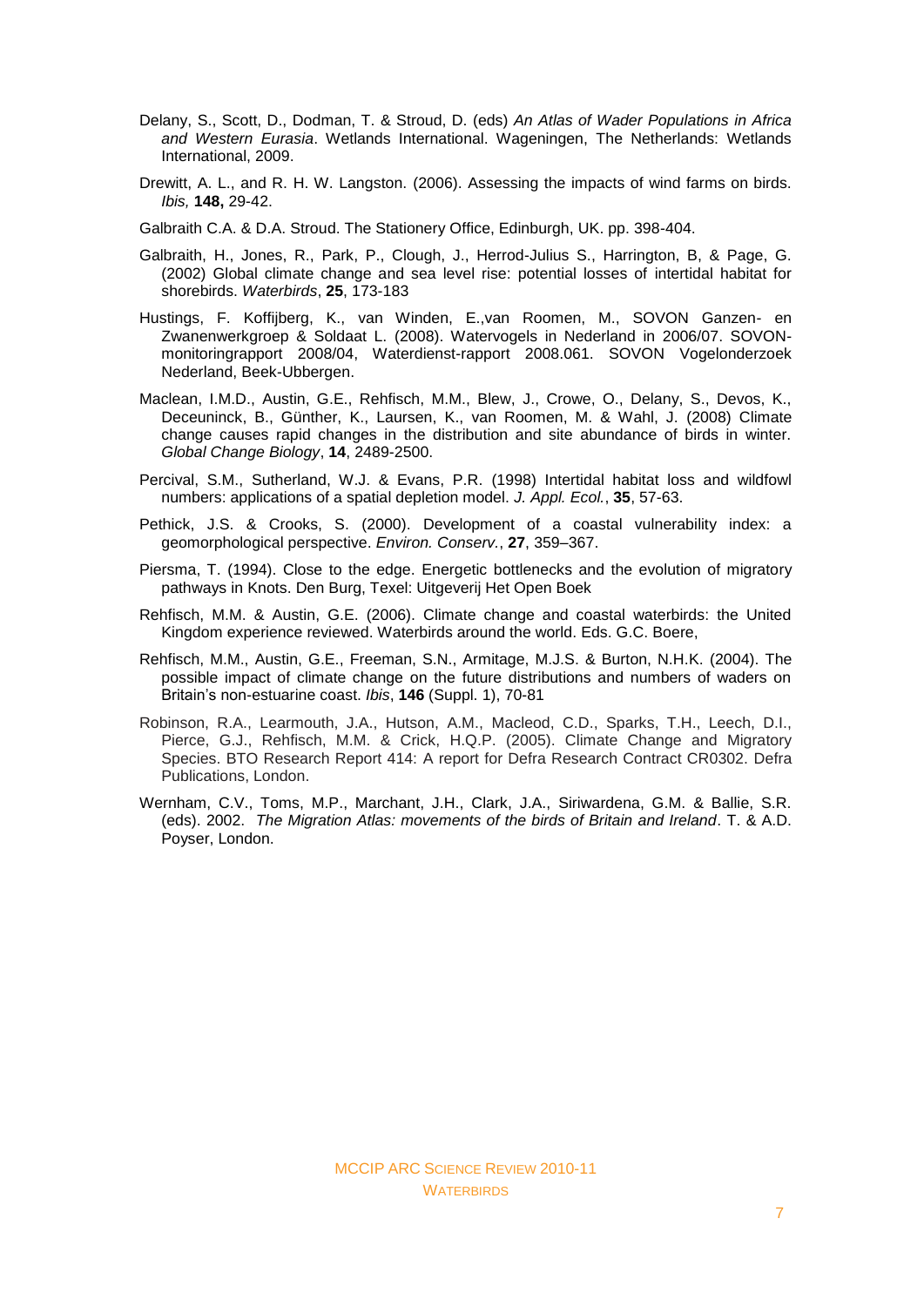Delany, S., Scott, D., Dodman, T. & Stroud, D. (eds) *An Atlas of Wader Populations in Africa and Western Eurasia*. Wetlands International. Wageningen, The Netherlands: Wetlands International, 2009.

Drewitt, A. L., and R. H. W. Langston. (2006). Assessing the impacts of wind farms on birds. *Ibis,* **148,** 29-42.

Galbraith C.A. & D.A. Stroud. The Stationery Office, Edinburgh, UK. pp. 398-404.

Galbraith, H., Jones, R., Park, P., Clough, J., Herrod-Julius S., Harrington, B, & Page, G. (2002) Global climate change and sea level rise: potential losses of intertidal habitat for shorebirds. *Waterbirds*, **25**, 173-183

Hustings, F. Koffijberg, K., van Winden, E.,van Roomen, M., SOVON Ganzen- en Zwanenwerkgroep & Soldaat L. (2008). Watervogels in Nederland in 2006/07. SOVON-monitoringrapport 2008/04, Waterdienst-rapport 2008.061. SOVON Vogelonderzoek Nederland, Beek-Ubbergen.

Maclean, I.M.D., Austin, G.E., Rehfisch, M.M., Blew, J., Crowe, O., Delany, S., Devos, K., Deceuninck, B., Günther, K., Laursen, K., van Roomen, M. & Wahl, J. (2008) Climate change causes rapid changes in the distribution and site abundance of birds in winter. *Global Change Biology*, **14**, 2489-2500.

Percival, S.M., Sutherland, W.J. & Evans, P.R. (1998) Intertidal habitat loss and wildfowl numbers: applications of a spatial depletion model. *J. Appl. Ecol.*, **35**, 57-63.

Pethick, J.S. & Crooks, S. (2000). Development of a coastal vulnerability index: a geomorphological perspective. *Environ. Conserv.*, **27**, 359–367.

Piersma, T. (1994). Close to the edge. Energetic bottlenecks and the evolution of migratory pathways in Knots. Den Burg, Texel: Uitgeverij Het Open Boek

Rehfisch, M.M. & Austin, G.E. (2006). Climate change and coastal waterbirds: the United Kingdom experience reviewed. Waterbirds around the world. Eds. G.C. Boere,

Rehfisch, M.M., Austin, G.E., Freeman, S.N., Armitage, M.J.S. & Burton, N.H.K. (2004). The possible impact of climate change on the future distributions and numbers of waders on Britain's non-estuarine coast. *Ibis*, **146** (Suppl. 1), 70-81

Robinson, R.A., Learmouth, J.A., Hutson, A.M., Macleod, C.D., Sparks, T.H., Leech, D.I., Pierce, G.J., Rehfisch, M.M. & Crick, H.Q.P. (2005). Climate Change and Migratory Species. BTO Research Report 414: A report for Defra Research Contract CR0302. Defra Publications, London.

Wernham, C.V., Toms, M.P., Marchant, J.H., Clark, J.A., Siriwardena, G.M. & Ballie, S.R. (eds). 2002. *The Migration Atlas: movements of the birds of Britain and Ireland*. T. & A.D. Poyser, London.